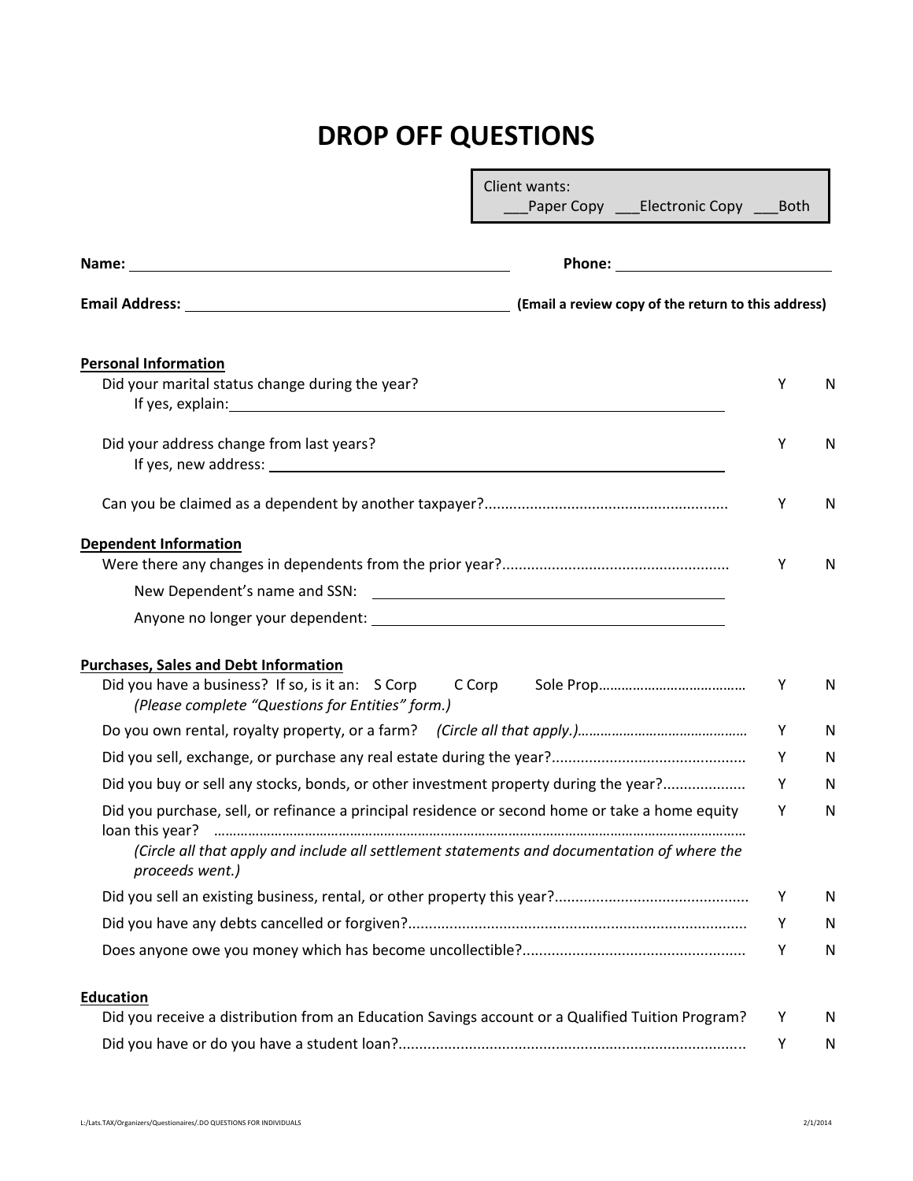# DROP OFF QUESTIONS

Client wants:
\_\_\_Paper Copy \_\_\_Electronic Copy \_\_\_Both

**Name:** \_\_\_\_\_\_\_\_\_\_\_\_\_\_\_\_\_\_\_\_\_\_\_\_\_\_\_\_\_\_\_\_\_\_\_\_ **Phone:** \_\_\_\_\_\_\_\_\_\_\_\_\_\_\_\_\_\_\_\_\_\_\_\_

**Email Address:** \_\_\_\_\_\_\_\_\_\_\_\_\_\_\_\_\_\_\_\_\_\_\_\_\_\_\_\_\_\_\_\_\_\_ **(Email a review copy of the return to this address)**

**Personal Information**

| | | |
|---|---|---|
| Did your marital status change during the year? If yes, explain: \_\_\_\_\_\_\_\_\_\_\_\_\_\_\_\_\_\_\_\_\_\_\_\_ | Y | N |
| Did your address change from last years? If yes, new address: \_\_\_\_\_\_\_\_\_\_\_\_\_\_\_\_\_\_\_\_\_\_\_\_ | Y | N |
| Can you be claimed as a dependent by another taxpayer?........................................................... | Y | N |

**Dependent Information**

| | | |
|---|---|---|
| Were there any changes in dependents from the prior year?...................................................... | Y | N |
| New Dependent's name and SSN: \_\_\_\_\_\_\_\_\_\_\_\_\_\_\_\_\_\_\_\_\_\_\_\_ | | |
| Anyone no longer your dependent: \_\_\_\_\_\_\_\_\_\_\_\_\_\_\_\_\_\_\_\_\_\_\_\_ | | |

**Purchases, Sales and Debt Information**

| | | |
|---|---|---|
| Did you have a business? If so, is it an: S Corp C Corp Sole Prop...................................... *(Please complete "Questions for Entities" form.)* | Y | N |
| Do you own rental, royalty property, or a farm? *(Circle all that apply.)*.......................................... | Y | N |
| Did you sell, exchange, or purchase any real estate during the year?............................................... | Y | N |
| Did you buy or sell any stocks, bonds, or other investment property during the year?.................... | Y | N |
| Did you purchase, sell, or refinance a principal residence or second home or take a home equity loan this year? ........................................ *(Circle all that apply and include all settlement statements and documentation of where the proceeds went.)* | Y | N |
| Did you sell an existing business, rental, or other property this year?............................................... | Y | N |
| Did you have any debts cancelled or forgiven?................................................................................. | Y | N |
| Does anyone owe you money which has become uncollectible?..................................................... | Y | N |

**Education**

| | | |
|---|---|---|
| Did you receive a distribution from an Education Savings account or a Qualified Tuition Program? | Y | N |
| Did you have or do you have a student loan?................................................................................... | Y | N |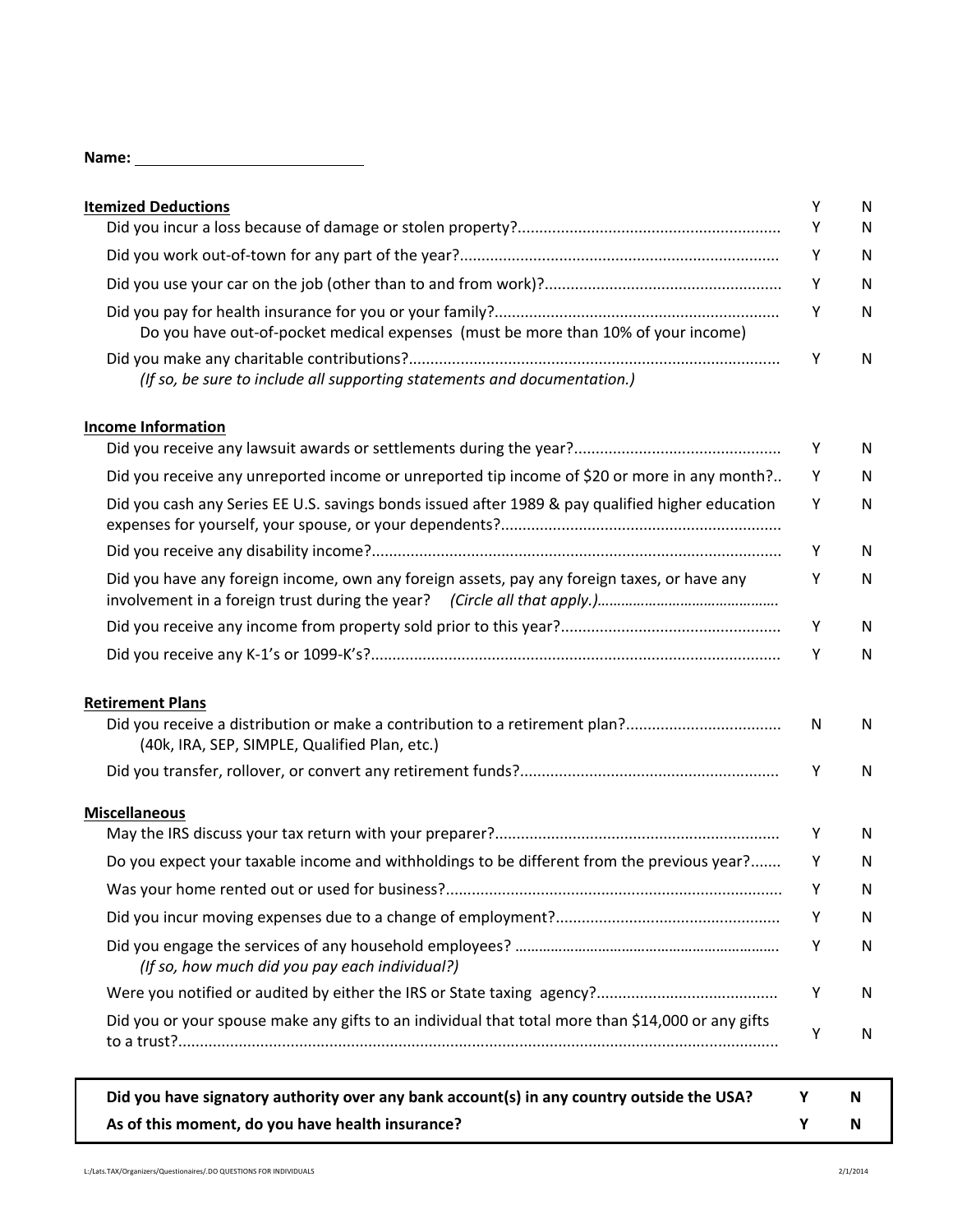**Name:** ____________________________

| | | |
|---|---|---|
| **Itemized Deductions** | Y | N |
| Did you incur a loss because of damage or stolen property?............................................................. | Y | N |
| Did you work out-of-town for any part of the year?........................................................................... | Y | N |
| Did you use your car on the job (other than to and from work)?...................................................... | Y | N |
| Did you pay for health insurance for you or your family?.................................................................. Do you have out-of-pocket medical expenses (must be more than 10% of your income) | Y | N |
| Did you make any charitable contributions?..................................................................................... *(If so, be sure to include all supporting statements and documentation.)* | Y | N |
| **Income Information** | | |
| Did you receive any lawsuit awards or settlements during the year?................................................ | Y | N |
| Did you receive any unreported income or unreported tip income of $20 or more in any month?.. | Y | N |
| Did you cash any Series EE U.S. savings bonds issued after 1989 & pay qualified higher education expenses for yourself, your spouse, or your dependents?................................................................. | Y | N |
| Did you receive any disability income?............................................................................................... | Y | N |
| Did you have any foreign income, own any foreign assets, pay any foreign taxes, or have any involvement in a foreign trust during the year? *(Circle all that apply.)*............................................ | Y | N |
| Did you receive any income from property sold prior to this year?................................................... | Y | N |
| Did you receive any K-1's or 1099-K's?............................................................................................... | Y | N |
| **Retirement Plans** | | |
| Did you receive a distribution or make a contribution to a retirement plan?.................................... (40k, IRA, SEP, SIMPLE, Qualified Plan, etc.) | N | N |
| Did you transfer, rollover, or convert any retirement funds?............................................................ | Y | N |
| **Miscellaneous** | | |
| May the IRS discuss your tax return with your preparer?.................................................................. | Y | N |
| Do you expect your taxable income and withholdings to be different from the previous year?....... | Y | N |
| Was your home rented out or used for business?.............................................................................. | Y | N |
| Did you incur moving expenses due to a change of employment?.................................................... | Y | N |
| Did you engage the services of any household employees? .................................................................. *(If so, how much did you pay each individual?)* | Y | N |
| Were you notified or audited by either the IRS or State taxing agency?.......................................... | Y | N |
| Did you or your spouse make any gifts to an individual that total more than $14,000 or any gifts to a trust?........................................................................................................................................... | Y | N |

| | | |
|---|---|---|
| **Did you have signatory authority over any bank account(s) in any country outside the USA?** | **Y** | **N** |
| **As of this moment, do you have health insurance?** | **Y** | **N** |

L:/Lats.TAX/Organizers/Questionaires/.DO QUESTIONS FOR INDIVIDUALS 2/1/2014